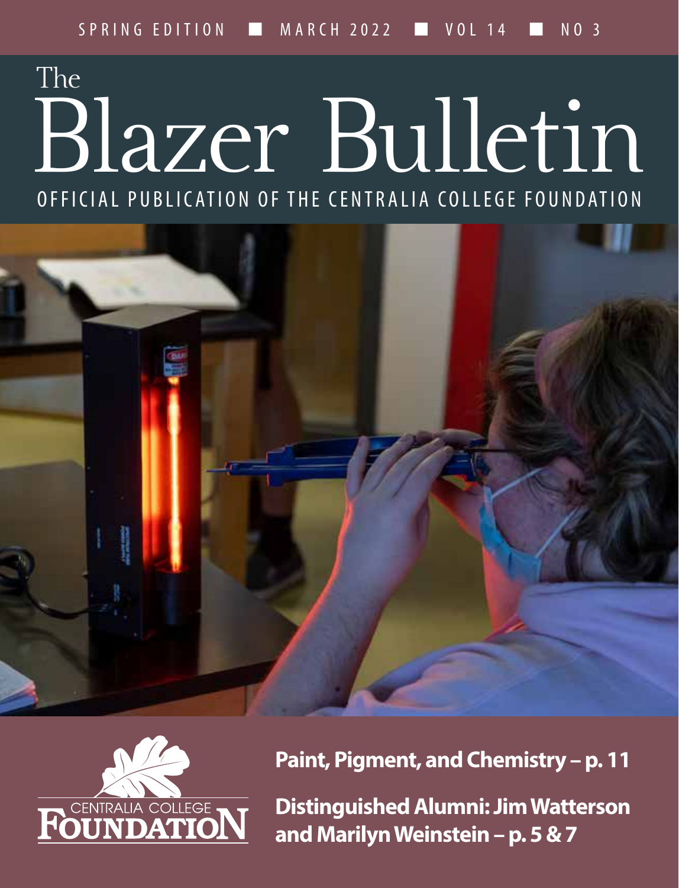SPRING EDITION ■ MARCH 2022 ■ VOL 14 ■ NO 3

# The Blazer Bulletin

OFFICIAL PUBLICATION OF THE CENTRALIA COLLEGE FOUNDATION

CENTRALIA COLLEGE FOUNDATION

**Paint, Pigment, and Chemistry – p. 11**

**Distinguished Alumni: Jim Watterson and Marilyn Weinstein – p. 5 & 7**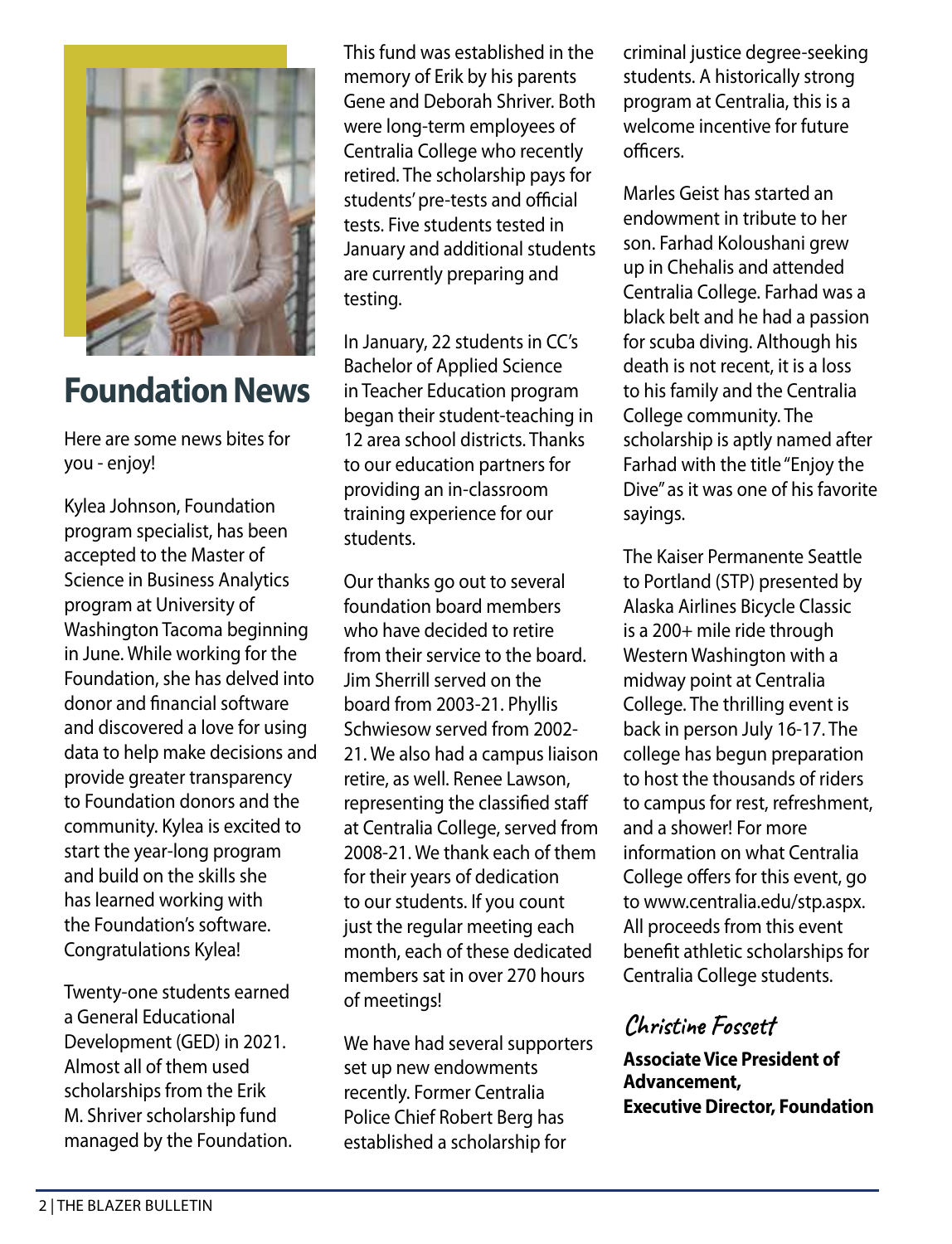## Foundation News

Here are some news bites for you - enjoy!

Kylea Johnson, Foundation program specialist, has been accepted to the Master of Science in Business Analytics program at University of Washington Tacoma beginning in June. While working for the Foundation, she has delved into donor and financial software and discovered a love for using data to help make decisions and provide greater transparency to Foundation donors and the community. Kylea is excited to start the year-long program and build on the skills she has learned working with the Foundation's software. Congratulations Kylea!

Twenty-one students earned a General Educational Development (GED) in 2021. Almost all of them used scholarships from the Erik M. Shriver scholarship fund managed by the Foundation. This fund was established in the memory of Erik by his parents Gene and Deborah Shriver. Both were long-term employees of Centralia College who recently retired. The scholarship pays for students' pre-tests and official tests. Five students tested in January and additional students are currently preparing and testing.

In January, 22 students in CC's Bachelor of Applied Science in Teacher Education program began their student-teaching in 12 area school districts. Thanks to our education partners for providing an in-classroom training experience for our students.

Our thanks go out to several foundation board members who have decided to retire from their service to the board. Jim Sherrill served on the board from 2003-21. Phyllis Schwiesow served from 2002-21. We also had a campus liaison retire, as well. Renee Lawson, representing the classified staff at Centralia College, served from 2008-21. We thank each of them for their years of dedication to our students. If you count just the regular meeting each month, each of these dedicated members sat in over 270 hours of meetings!

We have had several supporters set up new endowments recently. Former Centralia Police Chief Robert Berg has established a scholarship for criminal justice degree-seeking students. A historically strong program at Centralia, this is a welcome incentive for future officers.

Marles Geist has started an endowment in tribute to her son. Farhad Koloushani grew up in Chehalis and attended Centralia College. Farhad was a black belt and he had a passion for scuba diving. Although his death is not recent, it is a loss to his family and the Centralia College community. The scholarship is aptly named after Farhad with the title "Enjoy the Dive" as it was one of his favorite sayings.

The Kaiser Permanente Seattle to Portland (STP) presented by Alaska Airlines Bicycle Classic is a 200+ mile ride through Western Washington with a midway point at Centralia College. The thrilling event is back in person July 16-17. The college has begun preparation to host the thousands of riders to campus for rest, refreshment, and a shower! For more information on what Centralia College offers for this event, go to www.centralia.edu/stp.aspx. All proceeds from this event benefit athletic scholarships for Centralia College students.

*Christine Fossett*

**Associate Vice President of Advancement,**
**Executive Director, Foundation**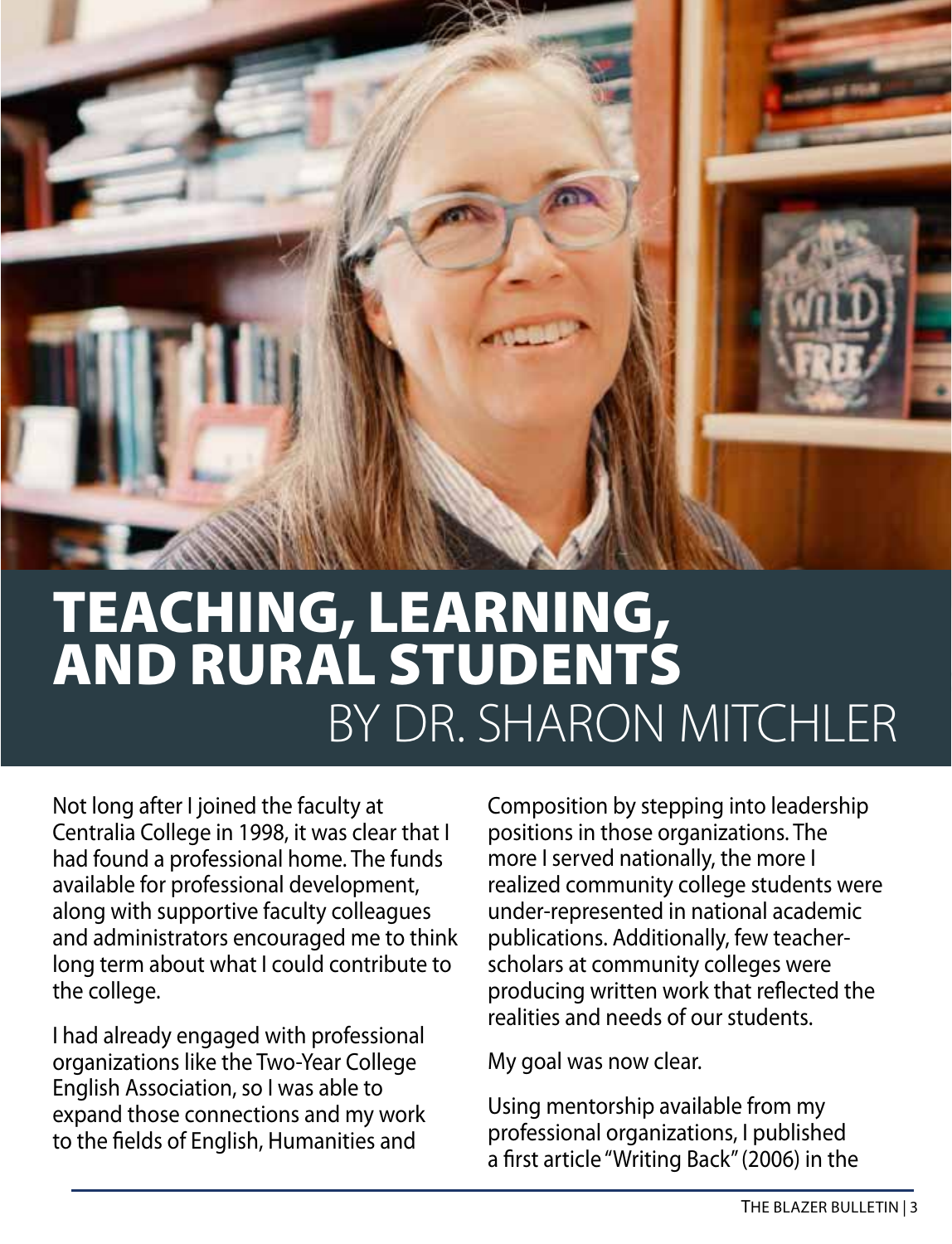# TEACHING, LEARNING, AND RURAL STUDENTS

BY DR. SHARON MITCHLER

Not long after I joined the faculty at Centralia College in 1998, it was clear that I had found a professional home. The funds available for professional development, along with supportive faculty colleagues and administrators encouraged me to think long term about what I could contribute to the college.

I had already engaged with professional organizations like the Two-Year College English Association, so I was able to expand those connections and my work to the fields of English, Humanities and Composition by stepping into leadership positions in those organizations. The more I served nationally, the more I realized community college students were under-represented in national academic publications. Additionally, few teacher-scholars at community colleges were producing written work that reflected the realities and needs of our students.

My goal was now clear.

Using mentorship available from my professional organizations, I published a first article "Writing Back" (2006) in the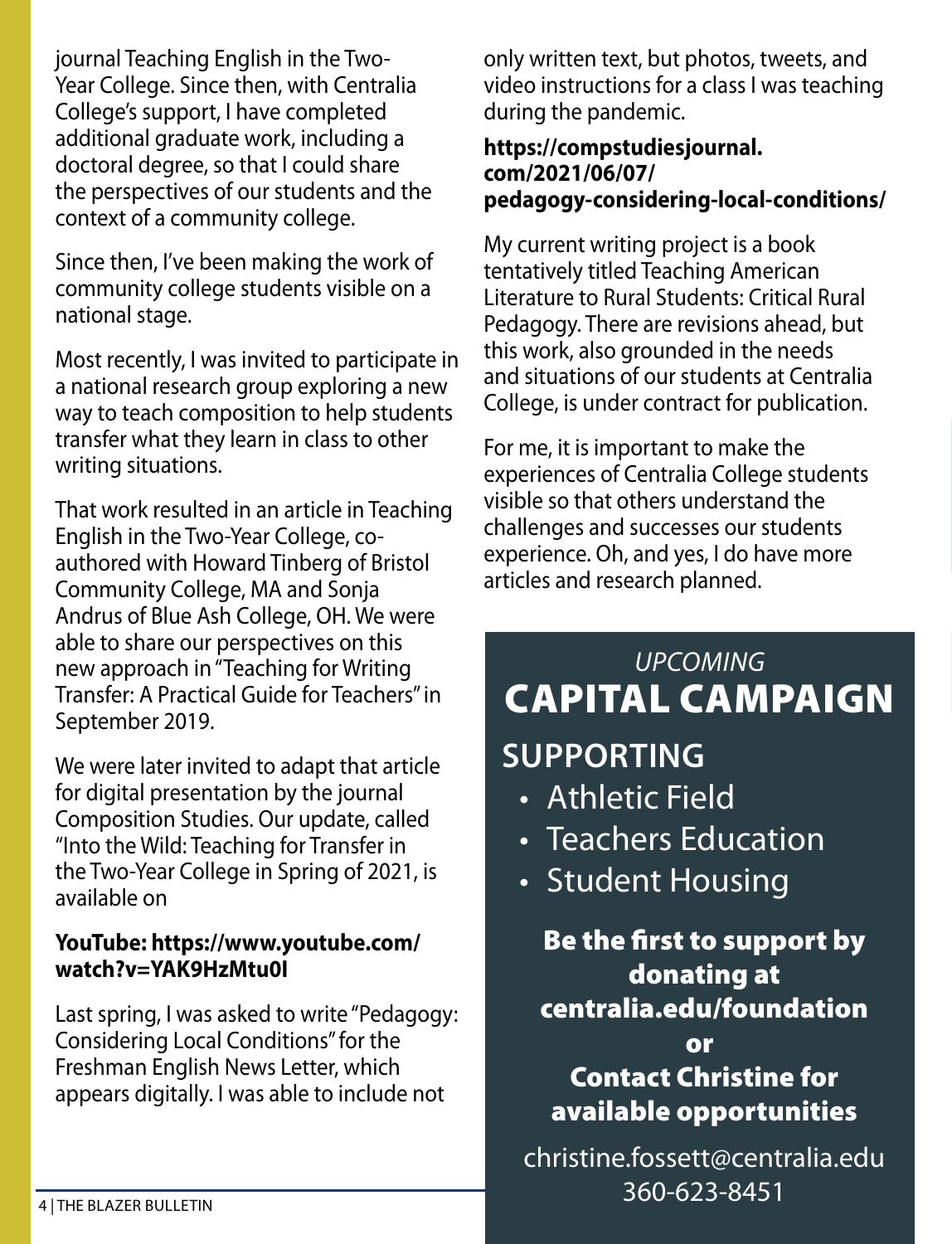journal Teaching English in the Two-Year College. Since then, with Centralia College's support, I have completed additional graduate work, including a doctoral degree, so that I could share the perspectives of our students and the context of a community college.

Since then, I've been making the work of community college students visible on a national stage.

Most recently, I was invited to participate in a national research group exploring a new way to teach composition to help students transfer what they learn in class to other writing situations.

That work resulted in an article in Teaching English in the Two-Year College, co-authored with Howard Tinberg of Bristol Community College, MA and Sonja Andrus of Blue Ash College, OH. We were able to share our perspectives on this new approach in "Teaching for Writing Transfer: A Practical Guide for Teachers" in September 2019.

We were later invited to adapt that article for digital presentation by the journal Composition Studies. Our update, called "Into the Wild: Teaching for Transfer in the Two-Year College in Spring of 2021, is available on

**YouTube: https://www.youtube.com/watch?v=YAK9HzMtu0I**

Last spring, I was asked to write "Pedagogy: Considering Local Conditions" for the Freshman English News Letter, which appears digitally. I was able to include not only written text, but photos, tweets, and video instructions for a class I was teaching during the pandemic.

**https://compstudiesjournal.com/2021/06/07/pedagogy-considering-local-conditions/**

My current writing project is a book tentatively titled Teaching American Literature to Rural Students: Critical Rural Pedagogy. There are revisions ahead, but this work, also grounded in the needs and situations of our students at Centralia College, is under contract for publication.

For me, it is important to make the experiences of Centralia College students visible so that others understand the challenges and successes our students experience. Oh, and yes, I do have more articles and research planned.

*UPCOMING*

## CAPITAL CAMPAIGN

### SUPPORTING

- Athletic Field
- Teachers Education
- Student Housing

**Be the first to support by donating at centralia.edu/foundation**

**or**

**Contact Christine for available opportunities**

christine.fossett@centralia.edu
360-623-8451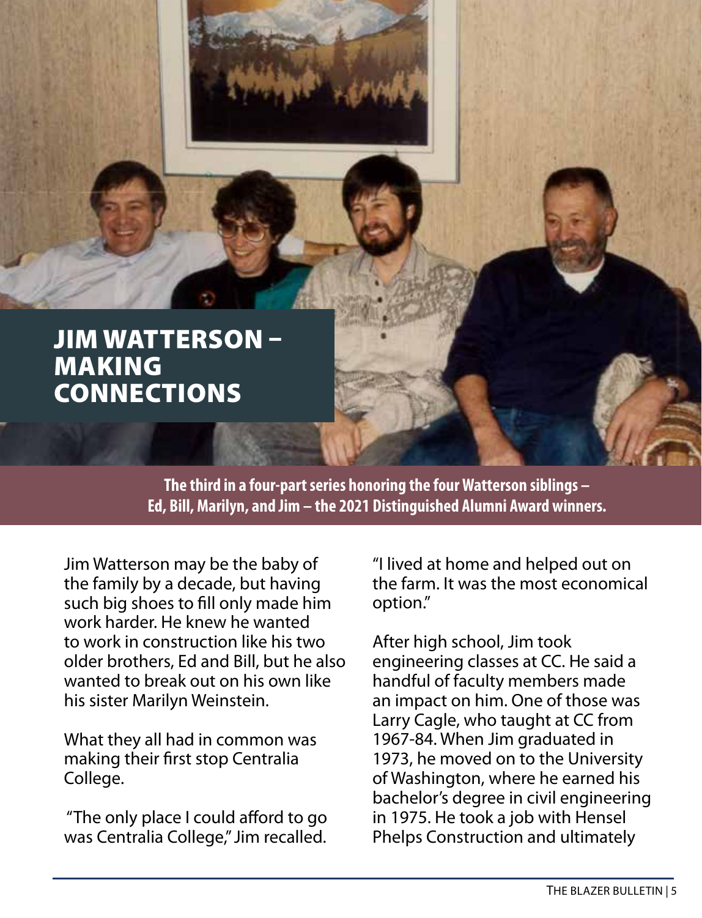# JIM WATTERSON – MAKING CONNECTIONS

**The third in a four-part series honoring the four Watterson siblings – Ed, Bill, Marilyn, and Jim – the 2021 Distinguished Alumni Award winners.**

Jim Watterson may be the baby of the family by a decade, but having such big shoes to fill only made him work harder. He knew he wanted to work in construction like his two older brothers, Ed and Bill, but he also wanted to break out on his own like his sister Marilyn Weinstein.

What they all had in common was making their first stop Centralia College.

"The only place I could afford to go was Centralia College," Jim recalled. "I lived at home and helped out on the farm. It was the most economical option."

After high school, Jim took engineering classes at CC. He said a handful of faculty members made an impact on him. One of those was Larry Cagle, who taught at CC from 1967-84. When Jim graduated in 1973, he moved on to the University of Washington, where he earned his bachelor's degree in civil engineering in 1975. He took a job with Hensel Phelps Construction and ultimately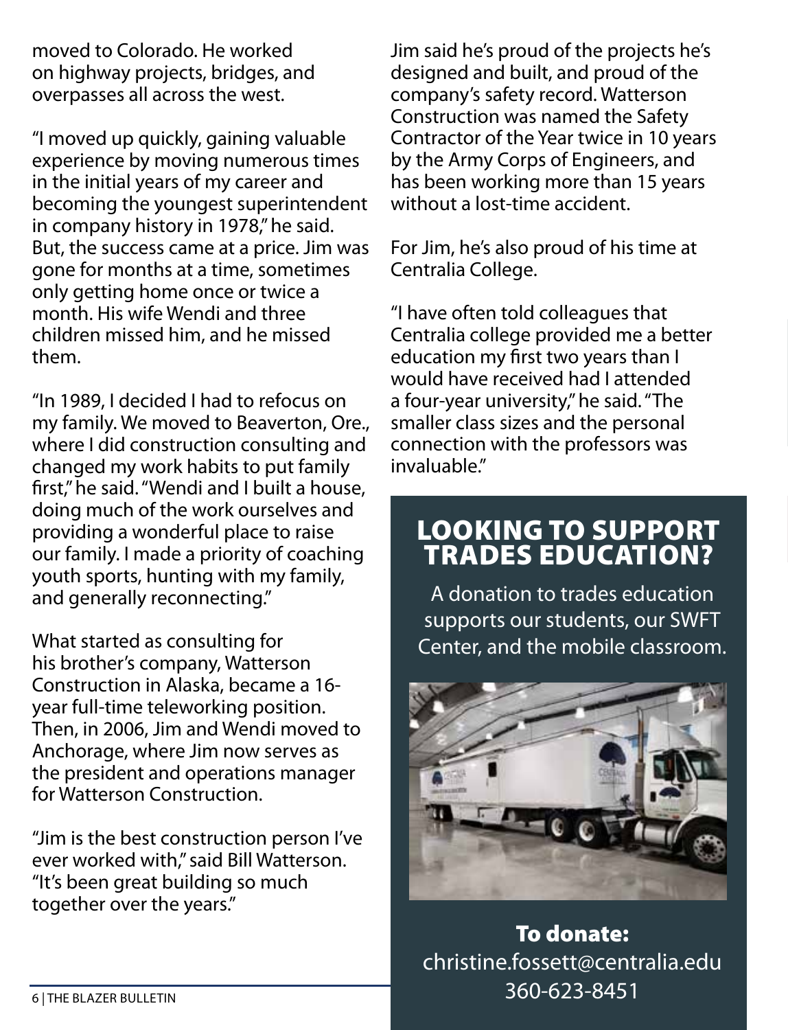moved to Colorado. He worked on highway projects, bridges, and overpasses all across the west.

"I moved up quickly, gaining valuable experience by moving numerous times in the initial years of my career and becoming the youngest superintendent in company history in 1978," he said. But, the success came at a price. Jim was gone for months at a time, sometimes only getting home once or twice a month. His wife Wendi and three children missed him, and he missed them.

"In 1989, I decided I had to refocus on my family. We moved to Beaverton, Ore., where I did construction consulting and changed my work habits to put family first," he said. "Wendi and I built a house, doing much of the work ourselves and providing a wonderful place to raise our family. I made a priority of coaching youth sports, hunting with my family, and generally reconnecting."

What started as consulting for his brother's company, Watterson Construction in Alaska, became a 16-year full-time teleworking position. Then, in 2006, Jim and Wendi moved to Anchorage, where Jim now serves as the president and operations manager for Watterson Construction.

"Jim is the best construction person I've ever worked with," said Bill Watterson. "It's been great building so much together over the years."

Jim said he's proud of the projects he's designed and built, and proud of the company's safety record. Watterson Construction was named the Safety Contractor of the Year twice in 10 years by the Army Corps of Engineers, and has been working more than 15 years without a lost-time accident.

For Jim, he's also proud of his time at Centralia College.

"I have often told colleagues that Centralia college provided me a better education my first two years than I would have received had I attended a four-year university," he said. "The smaller class sizes and the personal connection with the professors was invaluable."

## LOOKING TO SUPPORT TRADES EDUCATION?

A donation to trades education supports our students, our SWFT Center, and the mobile classroom.

**To donate:**
christine.fossett@centralia.edu
360-623-8451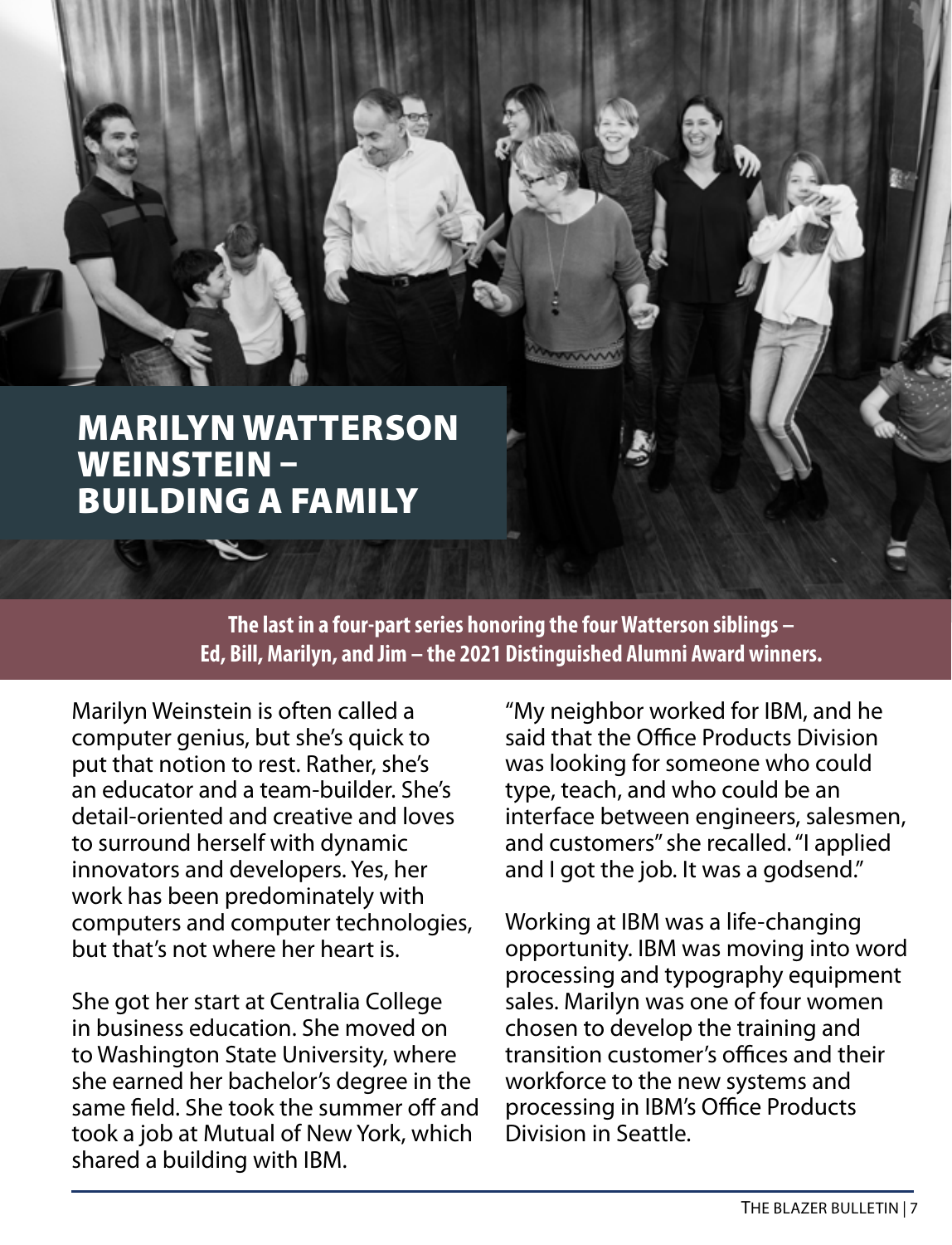# MARILYN WATTERSON WEINSTEIN – BUILDING A FAMILY

**The last in a four-part series honoring the four Watterson siblings – Ed, Bill, Marilyn, and Jim – the 2021 Distinguished Alumni Award winners.**

Marilyn Weinstein is often called a computer genius, but she's quick to put that notion to rest. Rather, she's an educator and a team-builder. She's detail-oriented and creative and loves to surround herself with dynamic innovators and developers. Yes, her work has been predominately with computers and computer technologies, but that's not where her heart is.

She got her start at Centralia College in business education. She moved on to Washington State University, where she earned her bachelor's degree in the same field. She took the summer off and took a job at Mutual of New York, which shared a building with IBM.

"My neighbor worked for IBM, and he said that the Office Products Division was looking for someone who could type, teach, and who could be an interface between engineers, salesmen, and customers" she recalled. "I applied and I got the job. It was a godsend."

Working at IBM was a life-changing opportunity. IBM was moving into word processing and typography equipment sales. Marilyn was one of four women chosen to develop the training and transition customer's offices and their workforce to the new systems and processing in IBM's Office Products Division in Seattle.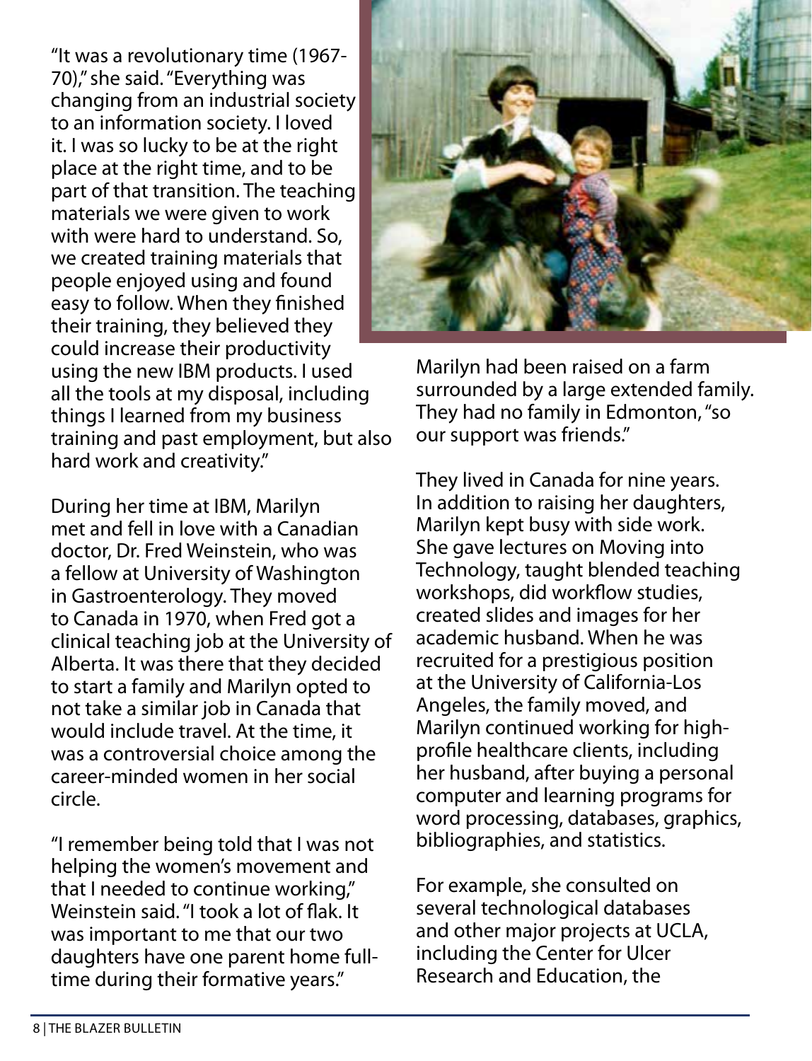"It was a revolutionary time (1967-70)," she said. "Everything was changing from an industrial society to an information society. I loved it. I was so lucky to be at the right place at the right time, and to be part of that transition. The teaching materials we were given to work with were hard to understand. So, we created training materials that people enjoyed using and found easy to follow. When they finished their training, they believed they could increase their productivity using the new IBM products. I used all the tools at my disposal, including things I learned from my business training and past employment, but also hard work and creativity."

During her time at IBM, Marilyn met and fell in love with a Canadian doctor, Dr. Fred Weinstein, who was a fellow at University of Washington in Gastroenterology. They moved to Canada in 1970, when Fred got a clinical teaching job at the University of Alberta. It was there that they decided to start a family and Marilyn opted to not take a similar job in Canada that would include travel. At the time, it was a controversial choice among the career-minded women in her social circle.

"I remember being told that I was not helping the women's movement and that I needed to continue working," Weinstein said. "I took a lot of flak. It was important to me that our two daughters have one parent home full-time during their formative years."

Marilyn had been raised on a farm surrounded by a large extended family. They had no family in Edmonton, "so our support was friends."

They lived in Canada for nine years. In addition to raising her daughters, Marilyn kept busy with side work. She gave lectures on Moving into Technology, taught blended teaching workshops, did workflow studies, created slides and images for her academic husband. When he was recruited for a prestigious position at the University of California-Los Angeles, the family moved, and Marilyn continued working for high-profile healthcare clients, including her husband, after buying a personal computer and learning programs for word processing, databases, graphics, bibliographies, and statistics.

For example, she consulted on several technological databases and other major projects at UCLA, including the Center for Ulcer Research and Education, the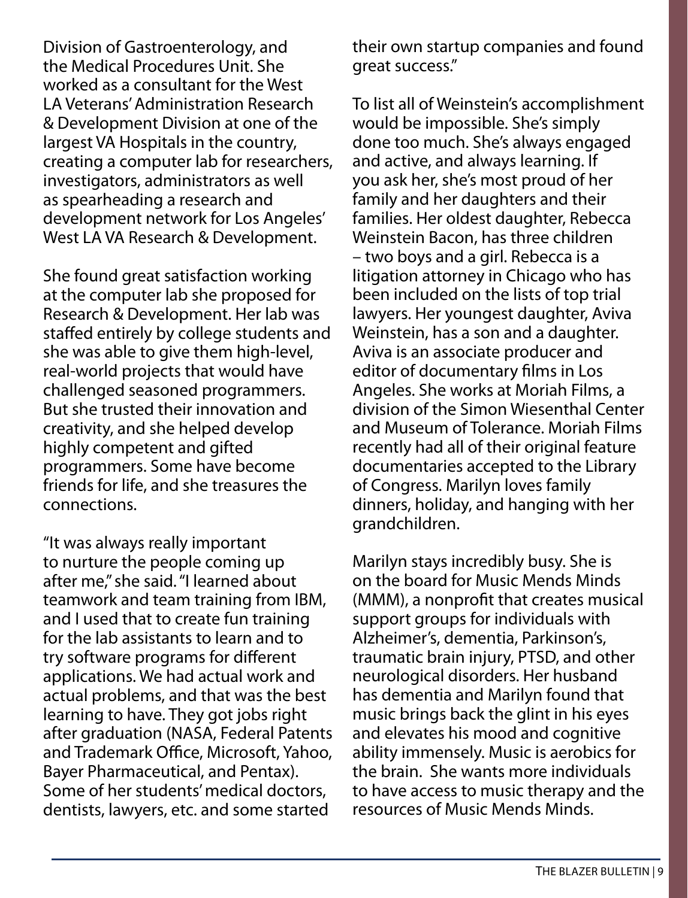Division of Gastroenterology, and the Medical Procedures Unit. She worked as a consultant for the West LA Veterans' Administration Research & Development Division at one of the largest VA Hospitals in the country, creating a computer lab for researchers, investigators, administrators as well as spearheading a research and development network for Los Angeles' West LA VA Research & Development.

She found great satisfaction working at the computer lab she proposed for Research & Development. Her lab was staffed entirely by college students and she was able to give them high-level, real-world projects that would have challenged seasoned programmers. But she trusted their innovation and creativity, and she helped develop highly competent and gifted programmers. Some have become friends for life, and she treasures the connections.

"It was always really important to nurture the people coming up after me," she said. "I learned about teamwork and team training from IBM, and I used that to create fun training for the lab assistants to learn and to try software programs for different applications. We had actual work and actual problems, and that was the best learning to have. They got jobs right after graduation (NASA, Federal Patents and Trademark Office, Microsoft, Yahoo, Bayer Pharmaceutical, and Pentax). Some of her students' medical doctors, dentists, lawyers, etc. and some started their own startup companies and found great success."

To list all of Weinstein's accomplishment would be impossible. She's simply done too much. She's always engaged and active, and always learning. If you ask her, she's most proud of her family and her daughters and their families. Her oldest daughter, Rebecca Weinstein Bacon, has three children – two boys and a girl. Rebecca is a litigation attorney in Chicago who has been included on the lists of top trial lawyers. Her youngest daughter, Aviva Weinstein, has a son and a daughter. Aviva is an associate producer and editor of documentary films in Los Angeles. She works at Moriah Films, a division of the Simon Wiesenthal Center and Museum of Tolerance. Moriah Films recently had all of their original feature documentaries accepted to the Library of Congress. Marilyn loves family dinners, holiday, and hanging with her grandchildren.

Marilyn stays incredibly busy. She is on the board for Music Mends Minds (MMM), a nonprofit that creates musical support groups for individuals with Alzheimer's, dementia, Parkinson's, traumatic brain injury, PTSD, and other neurological disorders. Her husband has dementia and Marilyn found that music brings back the glint in his eyes and elevates his mood and cognitive ability immensely. Music is aerobics for the brain. She wants more individuals to have access to music therapy and the resources of Music Mends Minds.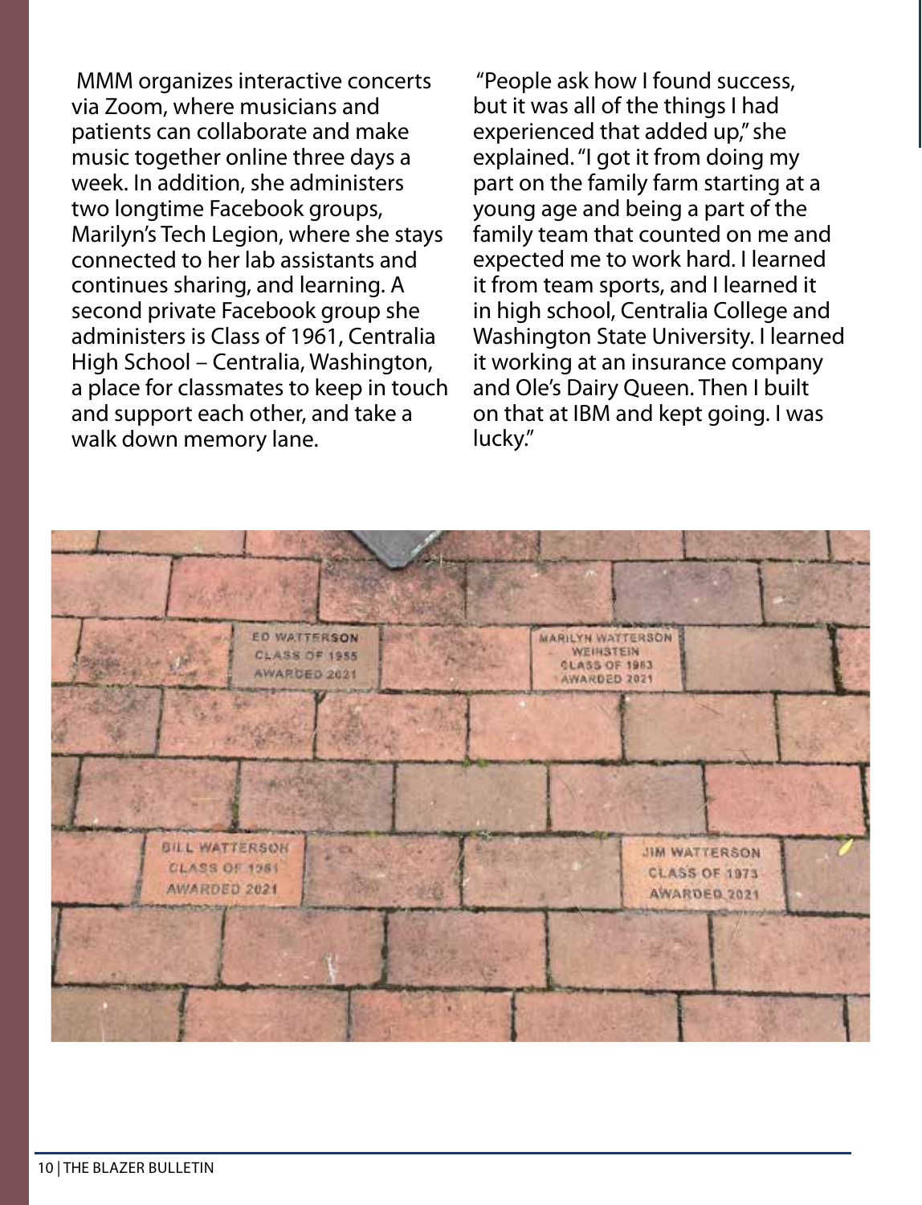MMM organizes interactive concerts via Zoom, where musicians and patients can collaborate and make music together online three days a week. In addition, she administers two longtime Facebook groups, Marilyn's Tech Legion, where she stays connected to her lab assistants and continues sharing, and learning. A second private Facebook group she administers is Class of 1961, Centralia High School – Centralia, Washington, a place for classmates to keep in touch and support each other, and take a walk down memory lane.

"People ask how I found success, but it was all of the things I had experienced that added up," she explained. "I got it from doing my part on the family farm starting at a young age and being a part of the family team that counted on me and expected me to work hard. I learned it from team sports, and I learned it in high school, Centralia College and Washington State University. I learned it working at an insurance company and Ole's Dairy Queen. Then I built on that at IBM and kept going. I was lucky."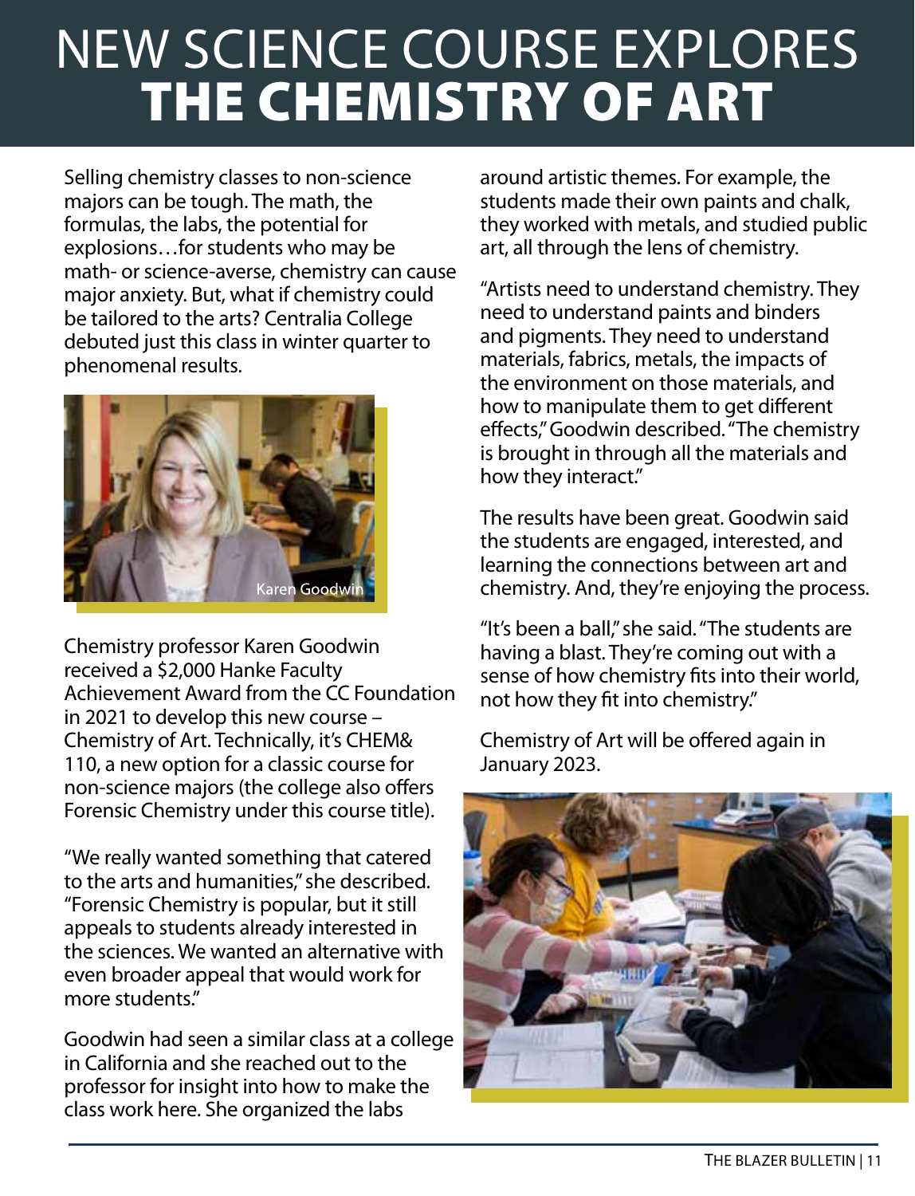# NEW SCIENCE COURSE EXPLORES **THE CHEMISTRY OF ART**

Selling chemistry classes to non-science majors can be tough. The math, the formulas, the labs, the potential for explosions…for students who may be math- or science-averse, chemistry can cause major anxiety. But, what if chemistry could be tailored to the arts? Centralia College debuted just this class in winter quarter to phenomenal results.

Karen Goodwin

Chemistry professor Karen Goodwin received a $2,000 Hanke Faculty Achievement Award from the CC Foundation in 2021 to develop this new course – Chemistry of Art. Technically, it's CHEM& 110, a new option for a classic course for non-science majors (the college also offers Forensic Chemistry under this course title).

"We really wanted something that catered to the arts and humanities," she described. "Forensic Chemistry is popular, but it still appeals to students already interested in the sciences. We wanted an alternative with even broader appeal that would work for more students."

Goodwin had seen a similar class at a college in California and she reached out to the professor for insight into how to make the class work here. She organized the labs around artistic themes. For example, the students made their own paints and chalk, they worked with metals, and studied public art, all through the lens of chemistry.

"Artists need to understand chemistry. They need to understand paints and binders and pigments. They need to understand materials, fabrics, metals, the impacts of the environment on those materials, and how to manipulate them to get different effects," Goodwin described. "The chemistry is brought in through all the materials and how they interact."

The results have been great. Goodwin said the students are engaged, interested, and learning the connections between art and chemistry. And, they're enjoying the process.

"It's been a ball," she said. "The students are having a blast. They're coming out with a sense of how chemistry fits into their world, not how they fit into chemistry."

Chemistry of Art will be offered again in January 2023.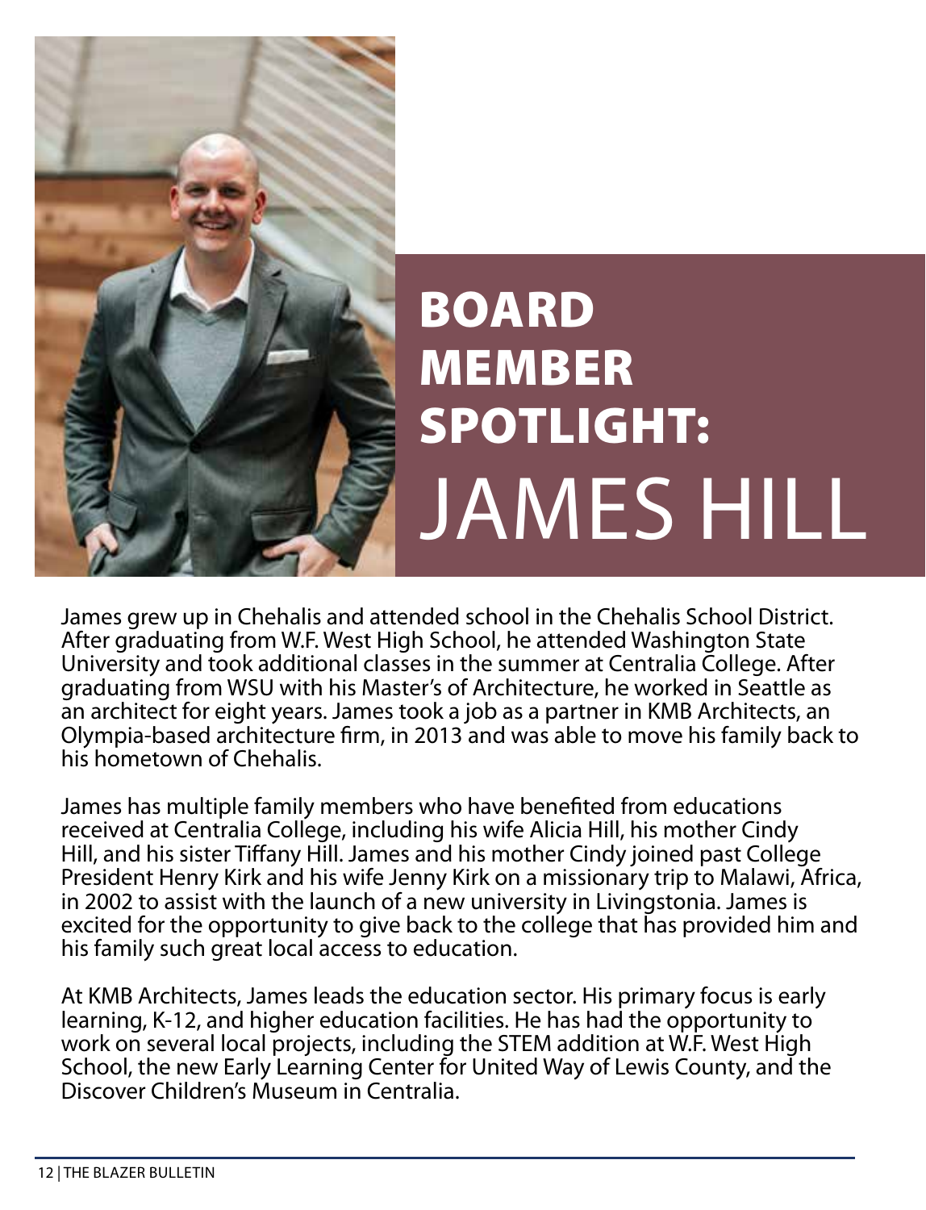# BOARD MEMBER SPOTLIGHT: JAMES HILL

James grew up in Chehalis and attended school in the Chehalis School District. After graduating from W.F. West High School, he attended Washington State University and took additional classes in the summer at Centralia College. After graduating from WSU with his Master's of Architecture, he worked in Seattle as an architect for eight years. James took a job as a partner in KMB Architects, an Olympia-based architecture firm, in 2013 and was able to move his family back to his hometown of Chehalis.

James has multiple family members who have benefited from educations received at Centralia College, including his wife Alicia Hill, his mother Cindy Hill, and his sister Tiffany Hill. James and his mother Cindy joined past College President Henry Kirk and his wife Jenny Kirk on a missionary trip to Malawi, Africa, in 2002 to assist with the launch of a new university in Livingstonia. James is excited for the opportunity to give back to the college that has provided him and his family such great local access to education.

At KMB Architects, James leads the education sector. His primary focus is early learning, K-12, and higher education facilities. He has had the opportunity to work on several local projects, including the STEM addition at W.F. West High School, the new Early Learning Center for United Way of Lewis County, and the Discover Children's Museum in Centralia.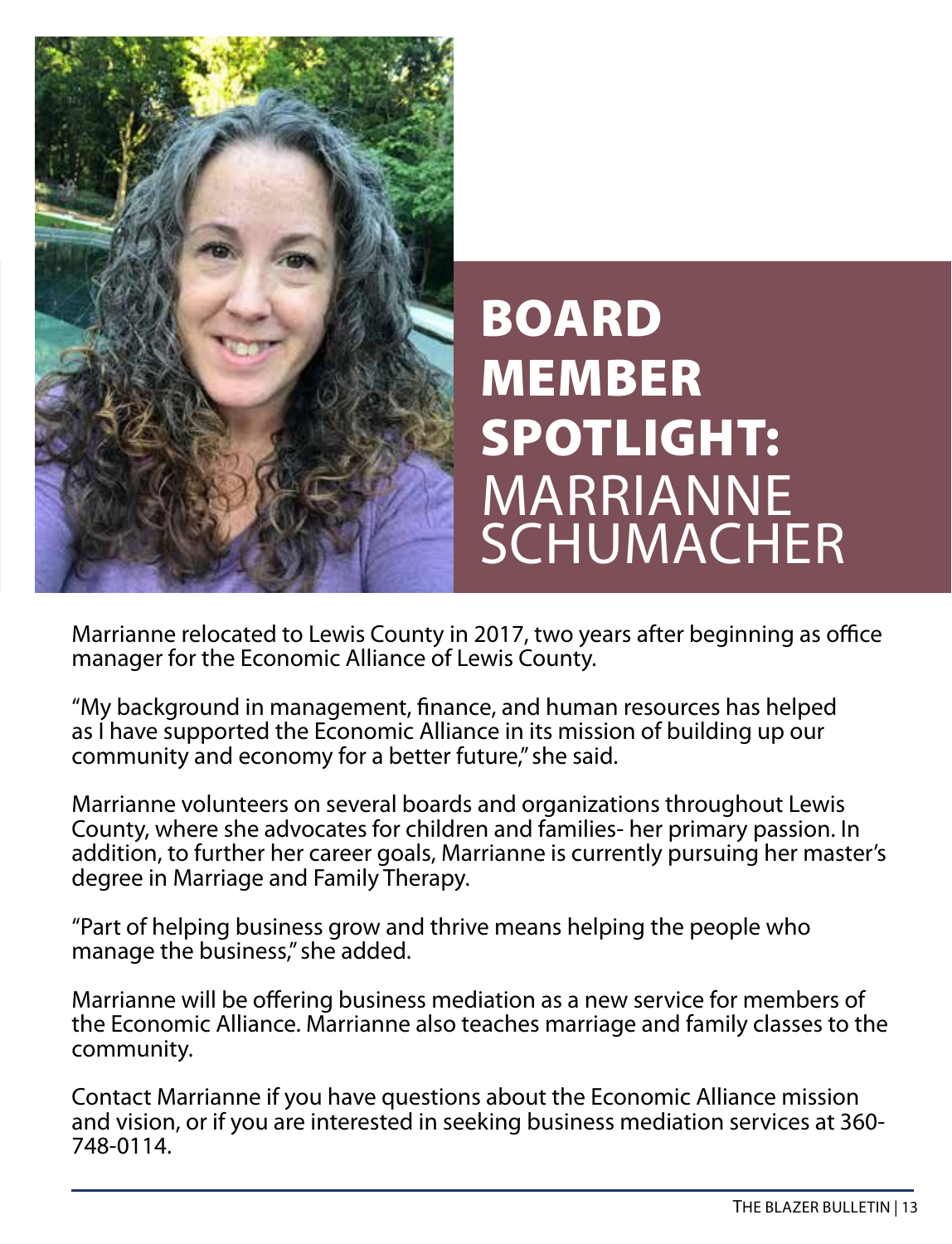# BOARD MEMBER SPOTLIGHT: MARRIANNE SCHUMACHER

Marrianne relocated to Lewis County in 2017, two years after beginning as office manager for the Economic Alliance of Lewis County.

"My background in management, finance, and human resources has helped as I have supported the Economic Alliance in its mission of building up our community and economy for a better future," she said.

Marrianne volunteers on several boards and organizations throughout Lewis County, where she advocates for children and families- her primary passion. In addition, to further her career goals, Marrianne is currently pursuing her master's degree in Marriage and Family Therapy.

"Part of helping business grow and thrive means helping the people who manage the business," she added.

Marrianne will be offering business mediation as a new service for members of the Economic Alliance. Marrianne also teaches marriage and family classes to the community.

Contact Marrianne if you have questions about the Economic Alliance mission and vision, or if you are interested in seeking business mediation services at 360-748-0114.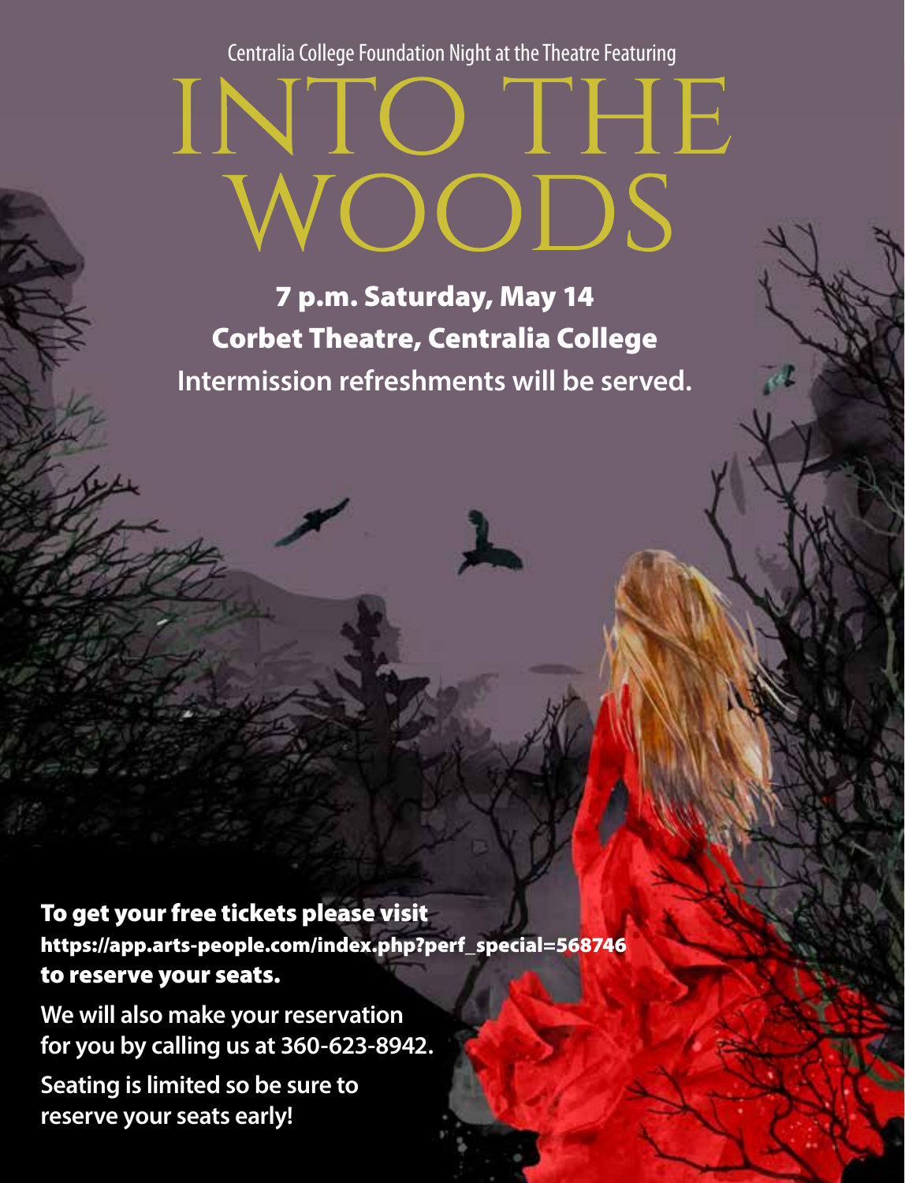Centralia College Foundation Night at the Theatre Featuring

# INTO THE WOODS

**7 p.m. Saturday, May 14**

**Corbet Theatre, Centralia College**

**Intermission refreshments will be served.**

**To get your free tickets please visit https://app.arts-people.com/index.php?perf_special=568746 to reserve your seats.**

**We will also make your reservation for you by calling us at 360-623-8942.**

**Seating is limited so be sure to reserve your seats early!**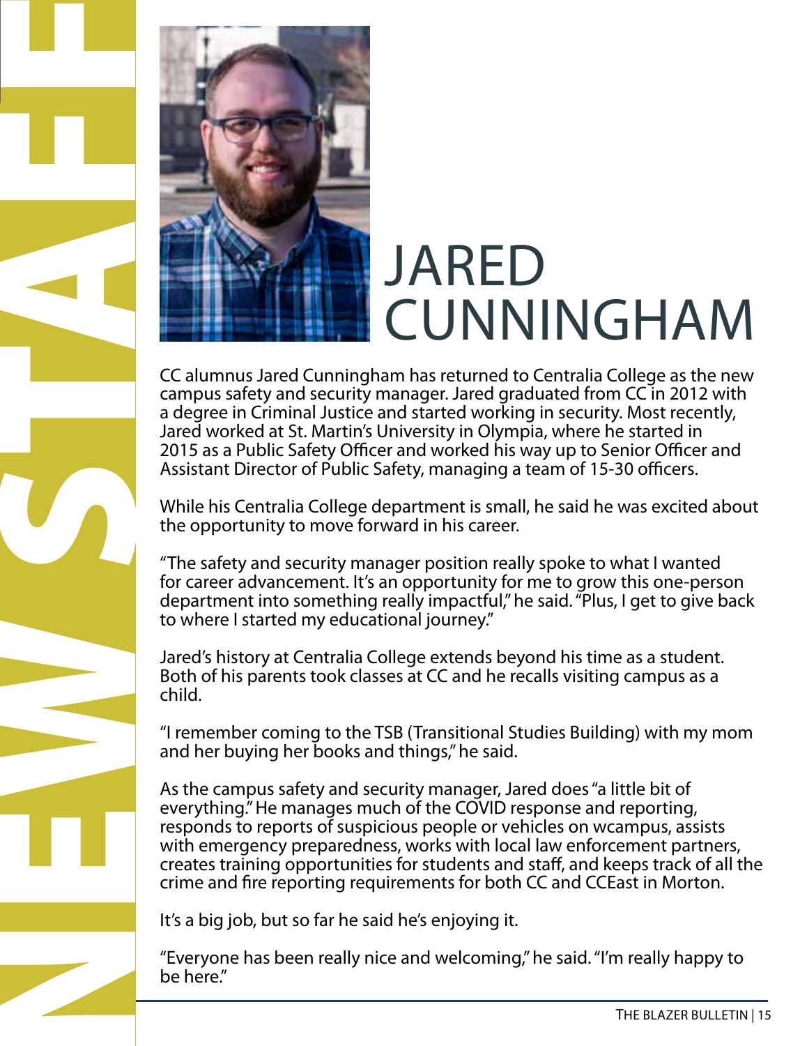# JARED CUNNINGHAM

CC alumnus Jared Cunningham has returned to Centralia College as the new campus safety and security manager. Jared graduated from CC in 2012 with a degree in Criminal Justice and started working in security. Most recently, Jared worked at St. Martin's University in Olympia, where he started in 2015 as a Public Safety Officer and worked his way up to Senior Officer and Assistant Director of Public Safety, managing a team of 15-30 officers.

While his Centralia College department is small, he said he was excited about the opportunity to move forward in his career.

"The safety and security manager position really spoke to what I wanted for career advancement. It's an opportunity for me to grow this one-person department into something really impactful," he said. "Plus, I get to give back to where I started my educational journey."

Jared's history at Centralia College extends beyond his time as a student. Both of his parents took classes at CC and he recalls visiting campus as a child.

"I remember coming to the TSB (Transitional Studies Building) with my mom and her buying her books and things," he said.

As the campus safety and security manager, Jared does "a little bit of everything." He manages much of the COVID response and reporting, responds to reports of suspicious people or vehicles on wcampus, assists with emergency preparedness, works with local law enforcement partners, creates training opportunities for students and staff, and keeps track of all the crime and fire reporting requirements for both CC and CCEast in Morton.

It's a big job, but so far he said he's enjoying it.

"Everyone has been really nice and welcoming," he said. "I'm really happy to be here."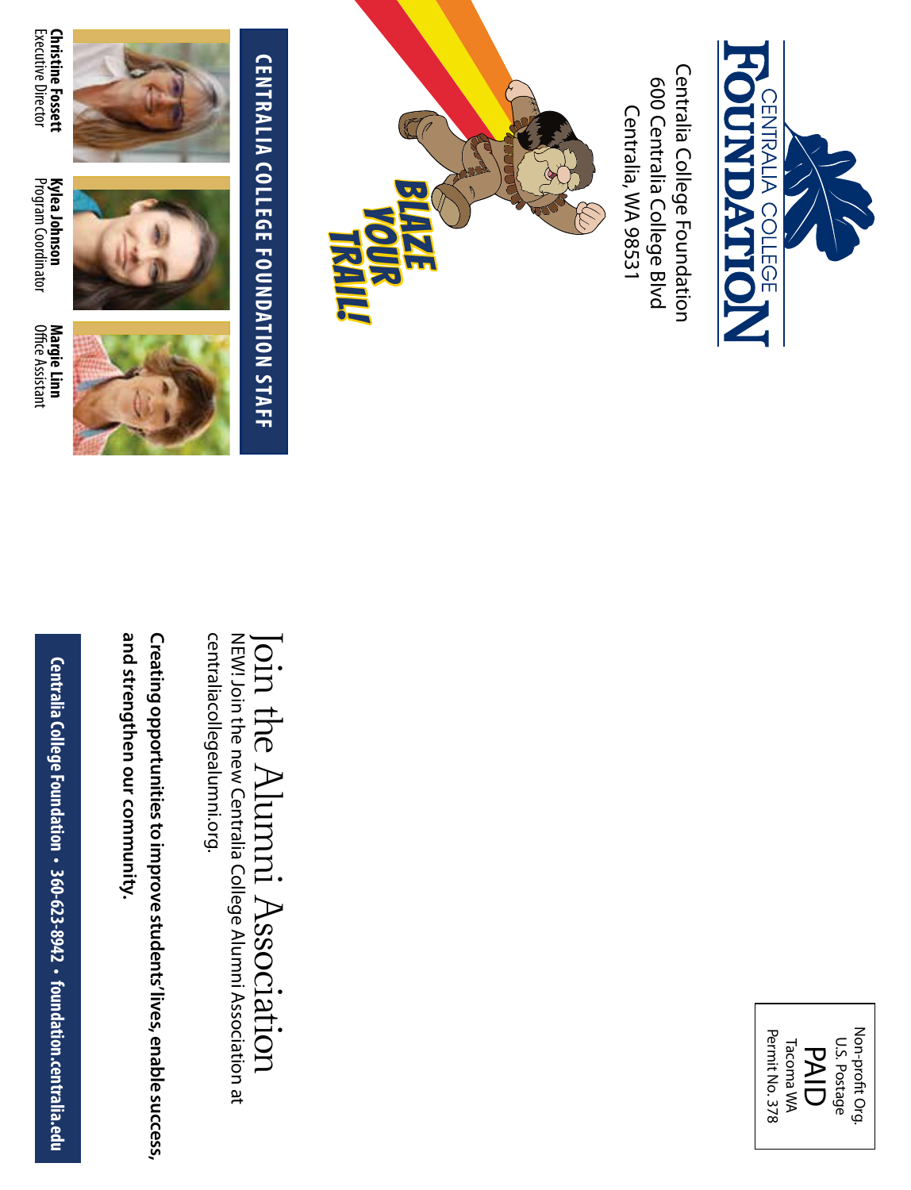# CENTRALIA COLLEGE FOUNDATION

Centralia College Foundation
600 Centralia College Blvd
Centralia, WA 98531

Non-profit Org.
U.S. Postage
PAID
Tacoma WA
Permit No. 378

BLAZE YOUR TRAIL!

## CENTRALIA COLLEGE FOUNDATION STAFF

**Christine Fossett**
Executive Director

**Kylea Johnson**
Program Coordinator

**Margie Linn**
Office Assistant

## Join the Alumni Association

NEW! Join the new Centralia College Alumni Association at centraliacollegealumni.org.

**Creating opportunities to improve students' lives, enable success, and strengthen our community.**

**Centralia College Foundation • 360-623-8942 • foundation.centralia.edu**